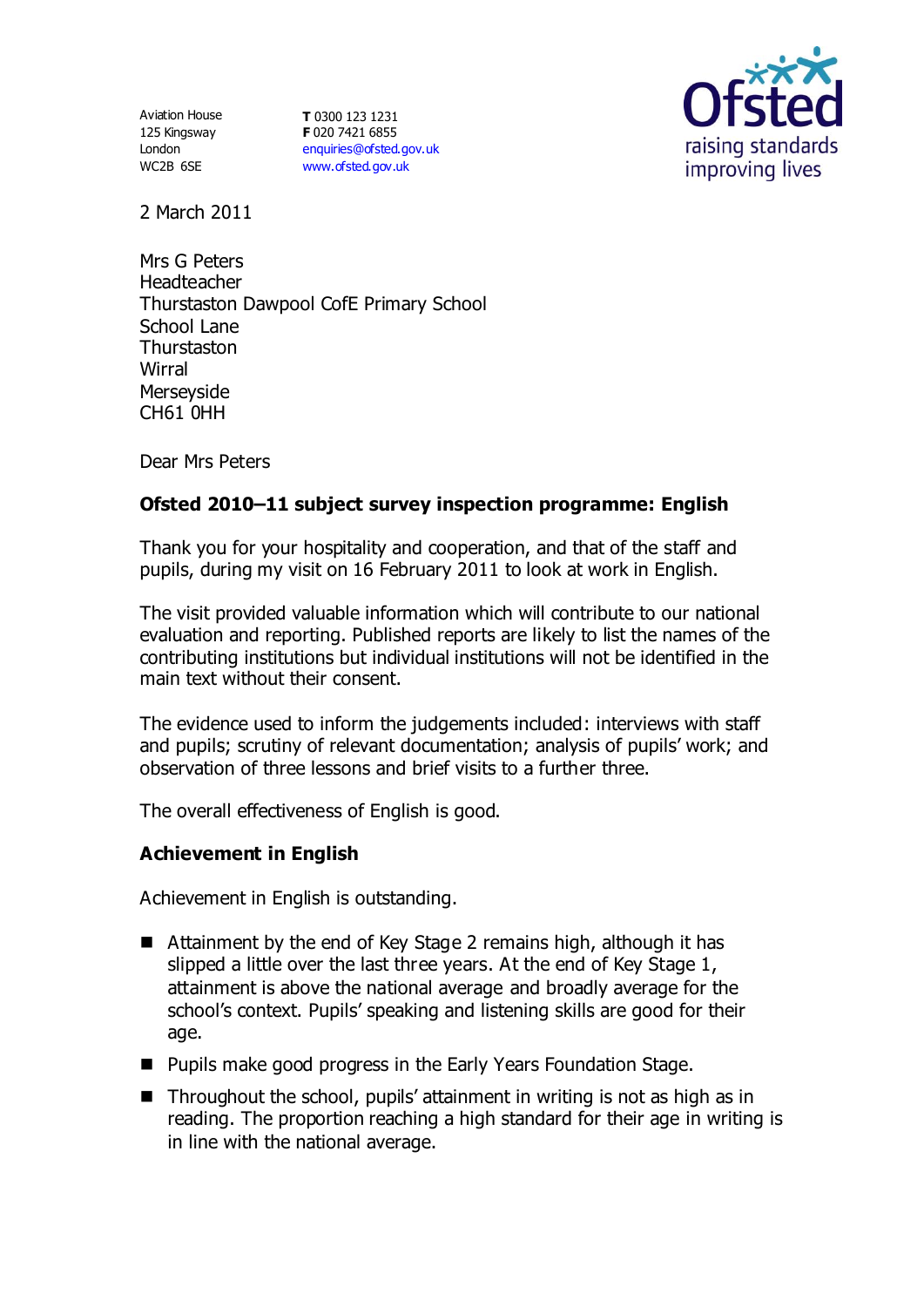Aviation House
125 Kingsway
London
WC2B 6SE

**T** 0300 123 1231
**F** 020 7421 6855
enquiries@ofsted.gov.uk
www.ofsted.gov.uk

2 March 2011

Mrs G Peters
Headteacher
Thurstaston Dawpool CofE Primary School
School Lane
Thurstaston
Wirral
Merseyside
CH61 0HH

Dear Mrs Peters

**Ofsted 2010–11 subject survey inspection programme: English**

Thank you for your hospitality and cooperation, and that of the staff and pupils, during my visit on 16 February 2011 to look at work in English.

The visit provided valuable information which will contribute to our national evaluation and reporting. Published reports are likely to list the names of the contributing institutions but individual institutions will not be identified in the main text without their consent.

The evidence used to inform the judgements included: interviews with staff and pupils; scrutiny of relevant documentation; analysis of pupils' work; and observation of three lessons and brief visits to a further three.

The overall effectiveness of English is good.

**Achievement in English**

Achievement in English is outstanding.

- Attainment by the end of Key Stage 2 remains high, although it has slipped a little over the last three years. At the end of Key Stage 1, attainment is above the national average and broadly average for the school's context. Pupils' speaking and listening skills are good for their age.
- Pupils make good progress in the Early Years Foundation Stage.
- Throughout the school, pupils' attainment in writing is not as high as in reading. The proportion reaching a high standard for their age in writing is in line with the national average.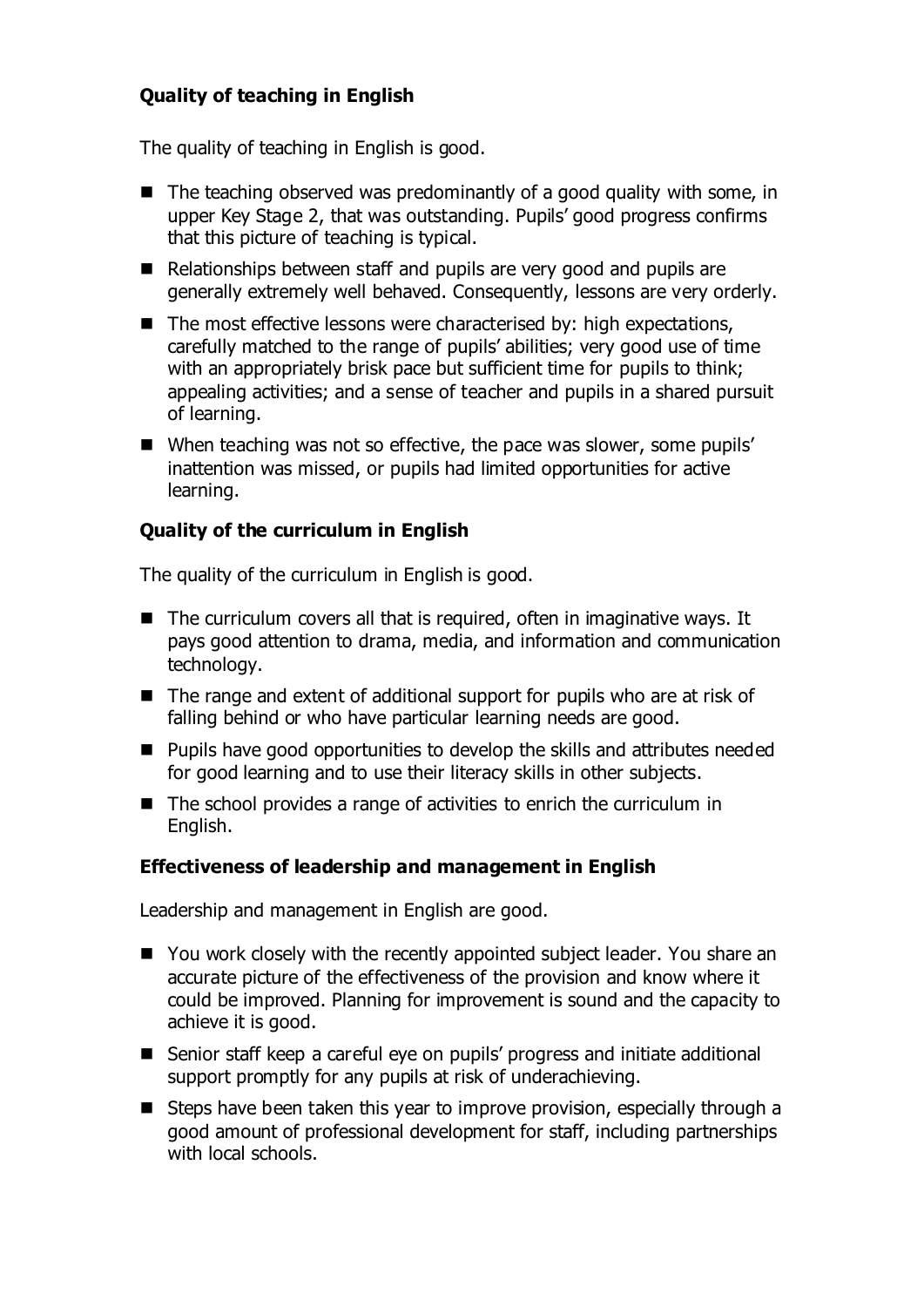### Quality of teaching in English

The quality of teaching in English is good.

- The teaching observed was predominantly of a good quality with some, in upper Key Stage 2, that was outstanding. Pupils' good progress confirms that this picture of teaching is typical.
- Relationships between staff and pupils are very good and pupils are generally extremely well behaved. Consequently, lessons are very orderly.
- The most effective lessons were characterised by: high expectations, carefully matched to the range of pupils' abilities; very good use of time with an appropriately brisk pace but sufficient time for pupils to think; appealing activities; and a sense of teacher and pupils in a shared pursuit of learning.
- When teaching was not so effective, the pace was slower, some pupils' inattention was missed, or pupils had limited opportunities for active learning.

### Quality of the curriculum in English

The quality of the curriculum in English is good.

- The curriculum covers all that is required, often in imaginative ways. It pays good attention to drama, media, and information and communication technology.
- The range and extent of additional support for pupils who are at risk of falling behind or who have particular learning needs are good.
- Pupils have good opportunities to develop the skills and attributes needed for good learning and to use their literacy skills in other subjects.
- The school provides a range of activities to enrich the curriculum in English.

### Effectiveness of leadership and management in English

Leadership and management in English are good.

- You work closely with the recently appointed subject leader. You share an accurate picture of the effectiveness of the provision and know where it could be improved. Planning for improvement is sound and the capacity to achieve it is good.
- Senior staff keep a careful eye on pupils' progress and initiate additional support promptly for any pupils at risk of underachieving.
- Steps have been taken this year to improve provision, especially through a good amount of professional development for staff, including partnerships with local schools.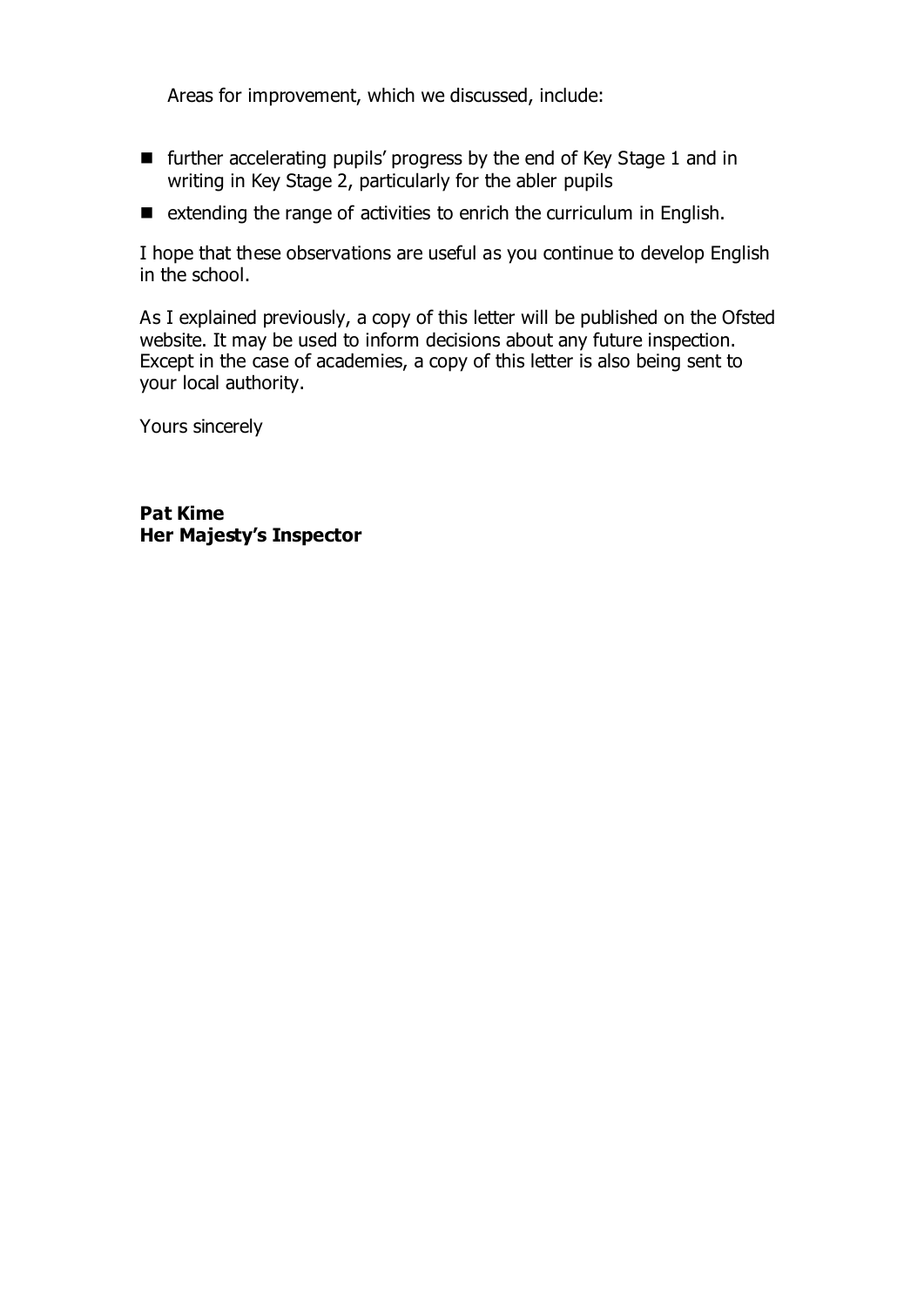Areas for improvement, which we discussed, include:

- further accelerating pupils' progress by the end of Key Stage 1 and in writing in Key Stage 2, particularly for the abler pupils
- extending the range of activities to enrich the curriculum in English.

I hope that these observations are useful as you continue to develop English in the school.

As I explained previously, a copy of this letter will be published on the Ofsted website. It may be used to inform decisions about any future inspection. Except in the case of academies, a copy of this letter is also being sent to your local authority.

Yours sincerely

**Pat Kime**
**Her Majesty's Inspector**